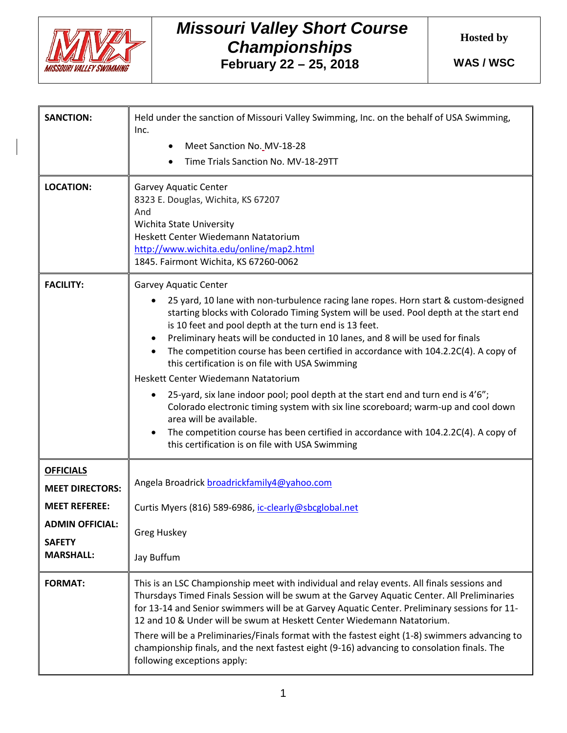# Missouri Valley Short Course Championships

**February 22 – 25, 2018**

**Hosted by**

**WAS / WSC**

| | |
|---|---|
| **SANCTION:** | Held under the sanction of Missouri Valley Swimming, Inc. on the behalf of USA Swimming, Inc.<br>• Meet Sanction No. MV-18-28<br>• Time Trials Sanction No. MV-18-29TT |
| **LOCATION:** | Garvey Aquatic Center<br>8323 E. Douglas, Wichita, KS 67207<br>And<br>Wichita State University<br>Heskett Center Wiedemann Natatorium<br>http://www.wichita.edu/online/map2.html<br>1845. Fairmont Wichita, KS 67260-0062 |
| **FACILITY:** | Garvey Aquatic Center<br>• 25 yard, 10 lane with non-turbulence racing lane ropes. Horn start & custom-designed starting blocks with Colorado Timing System will be used. Pool depth at the start end is 10 feet and pool depth at the turn end is 13 feet.<br>• Preliminary heats will be conducted in 10 lanes, and 8 will be used for finals<br>• The competition course has been certified in accordance with 104.2.2C(4). A copy of this certification is on file with USA Swimming<br>Heskett Center Wiedemann Natatorium<br>• 25-yard, six lane indoor pool; pool depth at the start end and turn end is 4'6"; Colorado electronic timing system with six line scoreboard; warm-up and cool down area will be available.<br>• The competition course has been certified in accordance with 104.2.2C(4). A copy of this certification is on file with USA Swimming |
| **OFFICIALS**<br>**MEET DIRECTORS:**<br>**MEET REFEREE:**<br>**ADMIN OFFICIAL:**<br>**SAFETY MARSHALL:** | <br>Angela Broadrick broadrickfamily4@yahoo.com<br>Curtis Myers (816) 589-6986, ic-clearly@sbcglobal.net<br>Greg Huskey<br>Jay Buffum |
| **FORMAT:** | This is an LSC Championship meet with individual and relay events. All finals sessions and Thursdays Timed Finals Session will be swum at the Garvey Aquatic Center. All Preliminaries for 13-14 and Senior swimmers will be at Garvey Aquatic Center. Preliminary sessions for 11-12 and 10 & Under will be swum at Heskett Center Wiedemann Natatorium.<br>There will be a Preliminaries/Finals format with the fastest eight (1-8) swimmers advancing to championship finals, and the next fastest eight (9-16) advancing to consolation finals. The following exceptions apply: |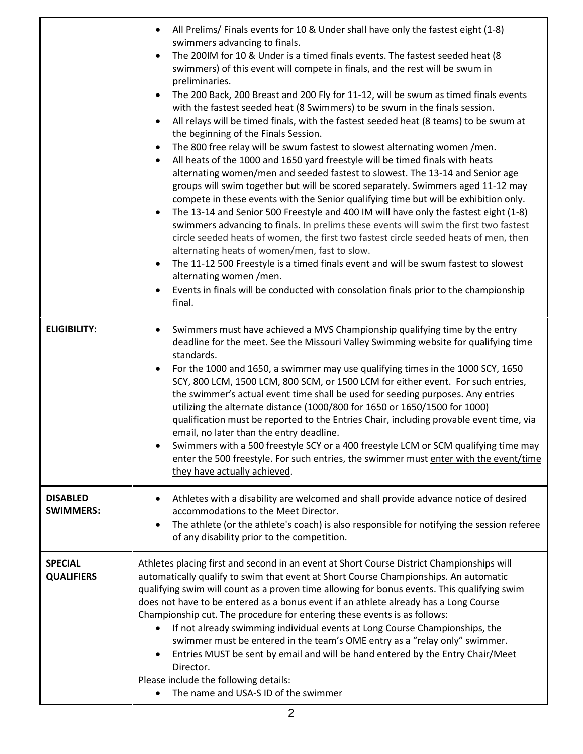| | |
|---|---|
| | • All Prelims/ Finals events for 10 & Under shall have only the fastest eight (1-8) swimmers advancing to finals.<br>• The 200IM for 10 & Under is a timed finals events. The fastest seeded heat (8 swimmers) of this event will compete in finals, and the rest will be swum in preliminaries.<br>• The 200 Back, 200 Breast and 200 Fly for 11-12, will be swum as timed finals events with the fastest seeded heat (8 Swimmers) to be swum in the finals session.<br>• All relays will be timed finals, with the fastest seeded heat (8 teams) to be swum at the beginning of the Finals Session.<br>• The 800 free relay will be swum fastest to slowest alternating women /men.<br>• All heats of the 1000 and 1650 yard freestyle will be timed finals with heats alternating women/men and seeded fastest to slowest. The 13-14 and Senior age groups will swim together but will be scored separately. Swimmers aged 11-12 may compete in these events with the Senior qualifying time but will be exhibition only.<br>• The 13-14 and Senior 500 Freestyle and 400 IM will have only the fastest eight (1-8) swimmers advancing to finals. In prelims these events will swim the first two fastest circle seeded heats of women, the first two fastest circle seeded heats of men, then alternating heats of women/men, fast to slow.<br>• The 11-12 500 Freestyle is a timed finals event and will be swum fastest to slowest alternating women /men.<br>• Events in finals will be conducted with consolation finals prior to the championship final. |
| **ELIGIBILITY:** | • Swimmers must have achieved a MVS Championship qualifying time by the entry deadline for the meet. See the Missouri Valley Swimming website for qualifying time standards.<br>• For the 1000 and 1650, a swimmer may use qualifying times in the 1000 SCY, 1650 SCY, 800 LCM, 1500 LCM, 800 SCM, or 1500 LCM for either event. For such entries, the swimmer's actual event time shall be used for seeding purposes. Any entries utilizing the alternate distance (1000/800 for 1650 or 1650/1500 for 1000) qualification must be reported to the Entries Chair, including provable event time, via email, no later than the entry deadline.<br>• Swimmers with a 500 freestyle SCY or a 400 freestyle LCM or SCM qualifying time may enter the 500 freestyle. For such entries, the swimmer must <u>enter with the event/time they have actually achieved</u>. |
| **DISABLED SWIMMERS:** | • Athletes with a disability are welcomed and shall provide advance notice of desired accommodations to the Meet Director.<br>• The athlete (or the athlete's coach) is also responsible for notifying the session referee of any disability prior to the competition. |
| **SPECIAL QUALIFIERS** | Athletes placing first and second in an event at Short Course District Championships will automatically qualify to swim that event at Short Course Championships. An automatic qualifying swim will count as a proven time allowing for bonus events. This qualifying swim does not have to be entered as a bonus event if an athlete already has a Long Course Championship cut. The procedure for entering these events is as follows:<br>• If not already swimming individual events at Long Course Championships, the swimmer must be entered in the team's OME entry as a "relay only" swimmer.<br>• Entries MUST be sent by email and will be hand entered by the Entry Chair/Meet Director.<br>Please include the following details:<br>• The name and USA-S ID of the swimmer |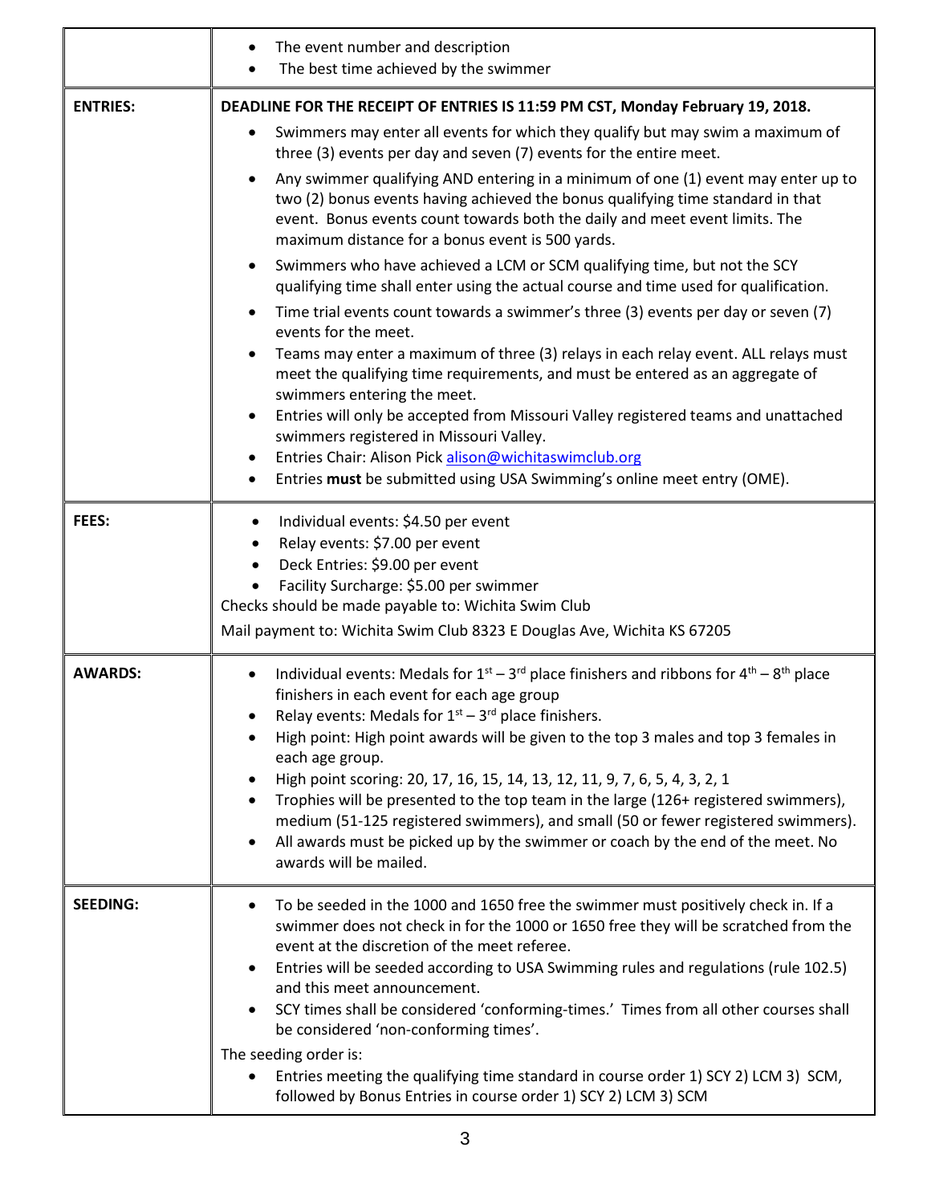| | |
|---|---|
| | • The event number and description<br>• The best time achieved by the swimmer |
| **ENTRIES:** | **DEADLINE FOR THE RECEIPT OF ENTRIES IS 11:59 PM CST, Monday February 19, 2018.**<br>• Swimmers may enter all events for which they qualify but may swim a maximum of three (3) events per day and seven (7) events for the entire meet.<br>• Any swimmer qualifying AND entering in a minimum of one (1) event may enter up to two (2) bonus events having achieved the bonus qualifying time standard in that event. Bonus events count towards both the daily and meet event limits. The maximum distance for a bonus event is 500 yards.<br>• Swimmers who have achieved a LCM or SCM qualifying time, but not the SCY qualifying time shall enter using the actual course and time used for qualification.<br>• Time trial events count towards a swimmer's three (3) events per day or seven (7) events for the meet.<br>• Teams may enter a maximum of three (3) relays in each relay event. ALL relays must meet the qualifying time requirements, and must be entered as an aggregate of swimmers entering the meet.<br>• Entries will only be accepted from Missouri Valley registered teams and unattached swimmers registered in Missouri Valley.<br>• Entries Chair: Alison Pick alison@wichitaswimclub.org<br>• Entries **must** be submitted using USA Swimming's online meet entry (OME). |
| **FEES:** | • Individual events: $4.50 per event<br>• Relay events: $7.00 per event<br>• Deck Entries: $9.00 per event<br>• Facility Surcharge: $5.00 per swimmer<br>Checks should be made payable to: Wichita Swim Club<br>Mail payment to: Wichita Swim Club 8323 E Douglas Ave, Wichita KS 67205 |
| **AWARDS:** | • Individual events: Medals for 1st – 3rd place finishers and ribbons for 4th – 8th place finishers in each event for each age group<br>• Relay events: Medals for 1st – 3rd place finishers.<br>• High point: High point awards will be given to the top 3 males and top 3 females in each age group.<br>• High point scoring: 20, 17, 16, 15, 14, 13, 12, 11, 9, 7, 6, 5, 4, 3, 2, 1<br>• Trophies will be presented to the top team in the large (126+ registered swimmers), medium (51-125 registered swimmers), and small (50 or fewer registered swimmers).<br>• All awards must be picked up by the swimmer or coach by the end of the meet. No awards will be mailed. |
| **SEEDING:** | • To be seeded in the 1000 and 1650 free the swimmer must positively check in. If a swimmer does not check in for the 1000 or 1650 free they will be scratched from the event at the discretion of the meet referee.<br>• Entries will be seeded according to USA Swimming rules and regulations (rule 102.5) and this meet announcement.<br>• SCY times shall be considered 'conforming-times.' Times from all other courses shall be considered 'non-conforming times'.<br>The seeding order is:<br>• Entries meeting the qualifying time standard in course order 1) SCY 2) LCM 3) SCM, followed by Bonus Entries in course order 1) SCY 2) LCM 3) SCM |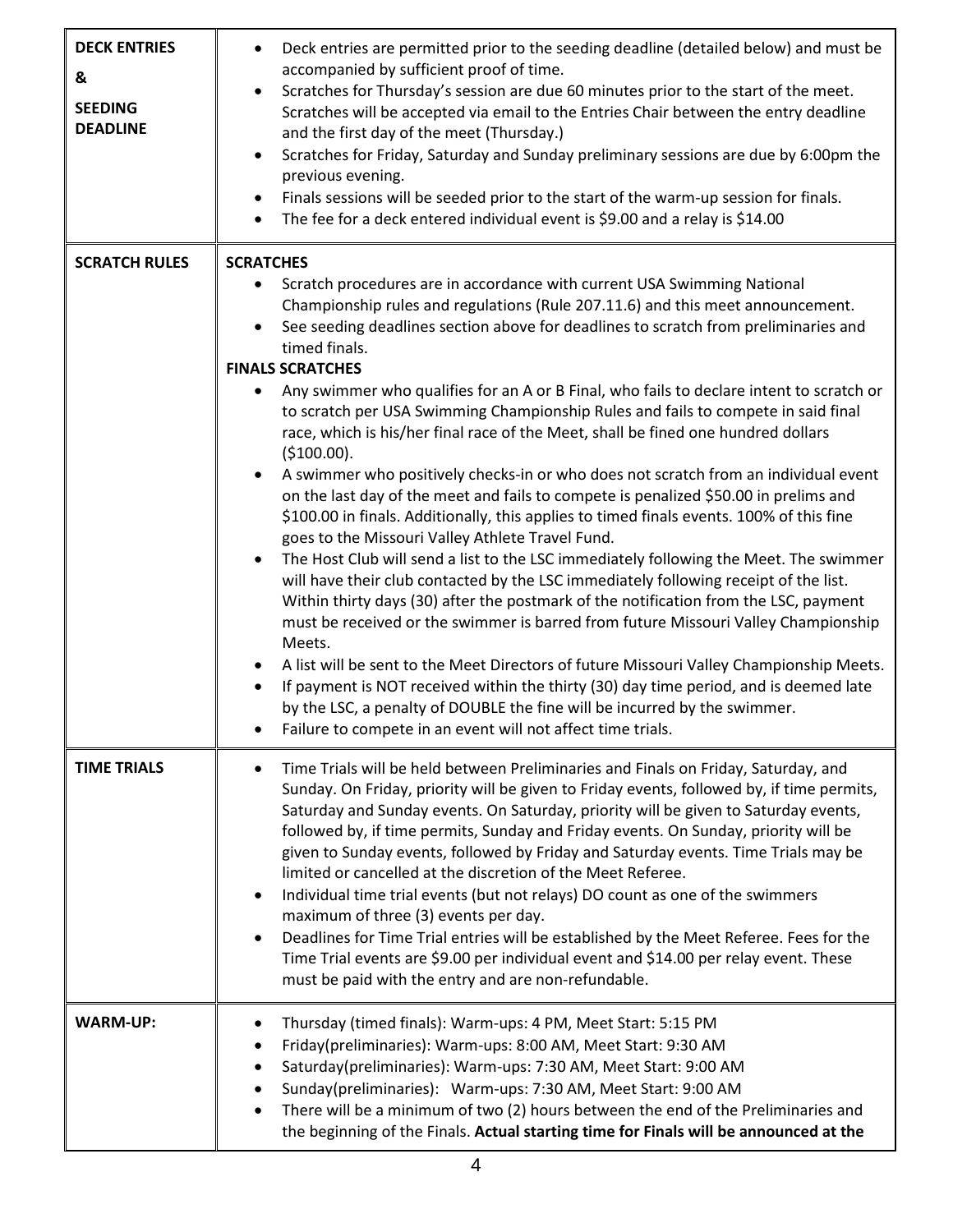| | |
|---|---|
| **DECK ENTRIES & SEEDING DEADLINE** | • Deck entries are permitted prior to the seeding deadline (detailed below) and must be accompanied by sufficient proof of time.<br>• Scratches for Thursday's session are due 60 minutes prior to the start of the meet. Scratches will be accepted via email to the Entries Chair between the entry deadline and the first day of the meet (Thursday.)<br>• Scratches for Friday, Saturday and Sunday preliminary sessions are due by 6:00pm the previous evening.<br>• Finals sessions will be seeded prior to the start of the warm-up session for finals.<br>• The fee for a deck entered individual event is $9.00 and a relay is $14.00 |
| **SCRATCH RULES** | **SCRATCHES**<br>• Scratch procedures are in accordance with current USA Swimming National Championship rules and regulations (Rule 207.11.6) and this meet announcement.<br>• See seeding deadlines section above for deadlines to scratch from preliminaries and timed finals.<br>**FINALS SCRATCHES**<br>• Any swimmer who qualifies for an A or B Final, who fails to declare intent to scratch or to scratch per USA Swimming Championship Rules and fails to compete in said final race, which is his/her final race of the Meet, shall be fined one hundred dollars ($100.00).<br>• A swimmer who positively checks-in or who does not scratch from an individual event on the last day of the meet and fails to compete is penalized $50.00 in prelims and $100.00 in finals. Additionally, this applies to timed finals events. 100% of this fine goes to the Missouri Valley Athlete Travel Fund.<br>• The Host Club will send a list to the LSC immediately following the Meet. The swimmer will have their club contacted by the LSC immediately following receipt of the list. Within thirty days (30) after the postmark of the notification from the LSC, payment must be received or the swimmer is barred from future Missouri Valley Championship Meets.<br>• A list will be sent to the Meet Directors of future Missouri Valley Championship Meets.<br>• If payment is NOT received within the thirty (30) day time period, and is deemed late by the LSC, a penalty of DOUBLE the fine will be incurred by the swimmer.<br>• Failure to compete in an event will not affect time trials. |
| **TIME TRIALS** | • Time Trials will be held between Preliminaries and Finals on Friday, Saturday, and Sunday. On Friday, priority will be given to Friday events, followed by, if time permits, Saturday and Sunday events. On Saturday, priority will be given to Saturday events, followed by, if time permits, Sunday and Friday events. On Sunday, priority will be given to Sunday events, followed by Friday and Saturday events. Time Trials may be limited or cancelled at the discretion of the Meet Referee.<br>• Individual time trial events (but not relays) DO count as one of the swimmers maximum of three (3) events per day.<br>• Deadlines for Time Trial entries will be established by the Meet Referee. Fees for the Time Trial events are $9.00 per individual event and $14.00 per relay event. These must be paid with the entry and are non-refundable. |
| **WARM-UP:** | • Thursday (timed finals): Warm-ups: 4 PM, Meet Start: 5:15 PM<br>• Friday(preliminaries): Warm-ups: 8:00 AM, Meet Start: 9:30 AM<br>• Saturday(preliminaries): Warm-ups: 7:30 AM, Meet Start: 9:00 AM<br>• Sunday(preliminaries): Warm-ups: 7:30 AM, Meet Start: 9:00 AM<br>• There will be a minimum of two (2) hours between the end of the Preliminaries and the beginning of the Finals. **Actual starting time for Finals will be announced at the** |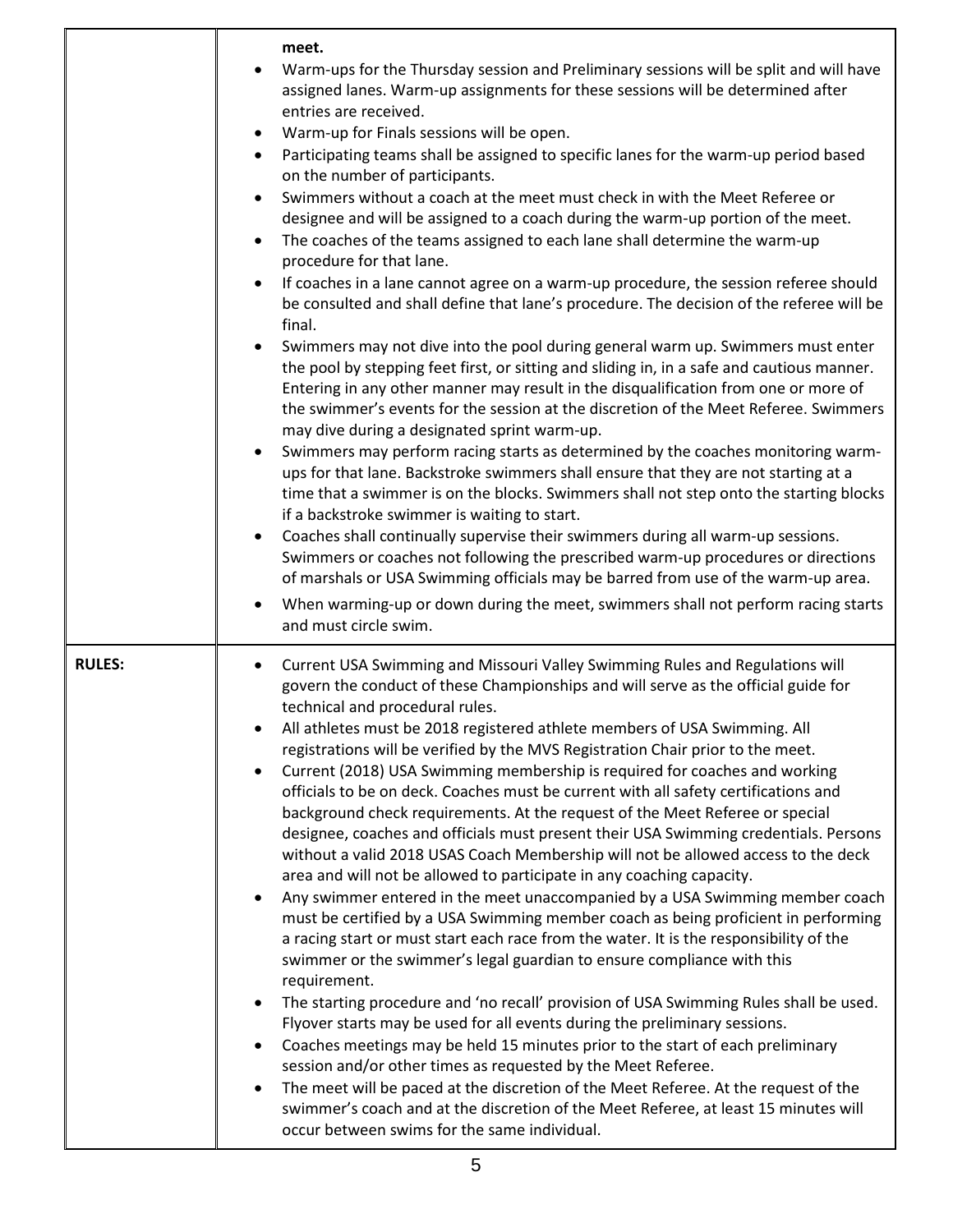| | |
|---|---|
| | **meet.**<br>• Warm-ups for the Thursday session and Preliminary sessions will be split and will have assigned lanes. Warm-up assignments for these sessions will be determined after entries are received.<br>• Warm-up for Finals sessions will be open.<br>• Participating teams shall be assigned to specific lanes for the warm-up period based on the number of participants.<br>• Swimmers without a coach at the meet must check in with the Meet Referee or designee and will be assigned to a coach during the warm-up portion of the meet.<br>• The coaches of the teams assigned to each lane shall determine the warm-up procedure for that lane.<br>• If coaches in a lane cannot agree on a warm-up procedure, the session referee should be consulted and shall define that lane's procedure. The decision of the referee will be final.<br>• Swimmers may not dive into the pool during general warm up. Swimmers must enter the pool by stepping feet first, or sitting and sliding in, in a safe and cautious manner. Entering in any other manner may result in the disqualification from one or more of the swimmer's events for the session at the discretion of the Meet Referee. Swimmers may dive during a designated sprint warm-up.<br>• Swimmers may perform racing starts as determined by the coaches monitoring warm-ups for that lane. Backstroke swimmers shall ensure that they are not starting at a time that a swimmer is on the blocks. Swimmers shall not step onto the starting blocks if a backstroke swimmer is waiting to start.<br>• Coaches shall continually supervise their swimmers during all warm-up sessions. Swimmers or coaches not following the prescribed warm-up procedures or directions of marshals or USA Swimming officials may be barred from use of the warm-up area.<br>• When warming-up or down during the meet, swimmers shall not perform racing starts and must circle swim. |
| **RULES:** | • Current USA Swimming and Missouri Valley Swimming Rules and Regulations will govern the conduct of these Championships and will serve as the official guide for technical and procedural rules.<br>• All athletes must be 2018 registered athlete members of USA Swimming. All registrations will be verified by the MVS Registration Chair prior to the meet.<br>• Current (2018) USA Swimming membership is required for coaches and working officials to be on deck. Coaches must be current with all safety certifications and background check requirements. At the request of the Meet Referee or special designee, coaches and officials must present their USA Swimming credentials. Persons without a valid 2018 USAS Coach Membership will not be allowed access to the deck area and will not be allowed to participate in any coaching capacity.<br>• Any swimmer entered in the meet unaccompanied by a USA Swimming member coach must be certified by a USA Swimming member coach as being proficient in performing a racing start or must start each race from the water. It is the responsibility of the swimmer or the swimmer's legal guardian to ensure compliance with this requirement.<br>• The starting procedure and 'no recall' provision of USA Swimming Rules shall be used. Flyover starts may be used for all events during the preliminary sessions.<br>• Coaches meetings may be held 15 minutes prior to the start of each preliminary session and/or other times as requested by the Meet Referee.<br>• The meet will be paced at the discretion of the Meet Referee. At the request of the swimmer's coach and at the discretion of the Meet Referee, at least 15 minutes will occur between swims for the same individual. |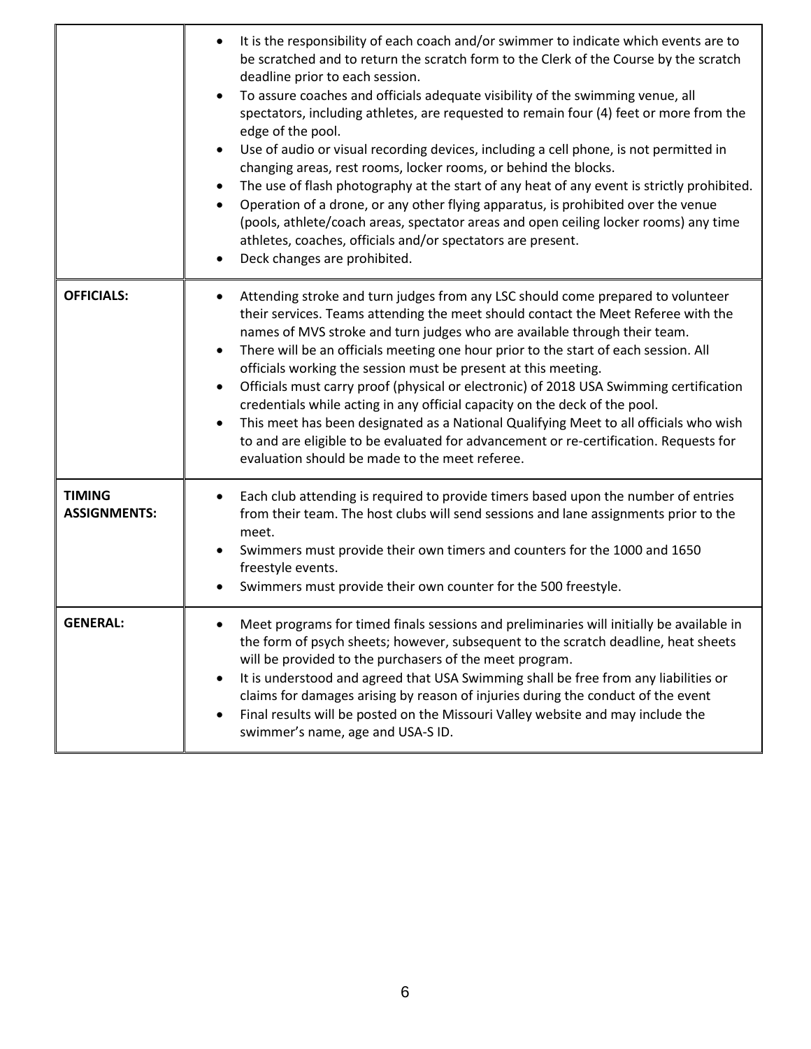| | |
|---|---|
| | • It is the responsibility of each coach and/or swimmer to indicate which events are to be scratched and to return the scratch form to the Clerk of the Course by the scratch deadline prior to each session.<br>• To assure coaches and officials adequate visibility of the swimming venue, all spectators, including athletes, are requested to remain four (4) feet or more from the edge of the pool.<br>• Use of audio or visual recording devices, including a cell phone, is not permitted in changing areas, rest rooms, locker rooms, or behind the blocks.<br>• The use of flash photography at the start of any heat of any event is strictly prohibited.<br>• Operation of a drone, or any other flying apparatus, is prohibited over the venue (pools, athlete/coach areas, spectator areas and open ceiling locker rooms) any time athletes, coaches, officials and/or spectators are present.<br>• Deck changes are prohibited. |
| **OFFICIALS:** | • Attending stroke and turn judges from any LSC should come prepared to volunteer their services. Teams attending the meet should contact the Meet Referee with the names of MVS stroke and turn judges who are available through their team.<br>• There will be an officials meeting one hour prior to the start of each session. All officials working the session must be present at this meeting.<br>• Officials must carry proof (physical or electronic) of 2018 USA Swimming certification credentials while acting in any official capacity on the deck of the pool.<br>• This meet has been designated as a National Qualifying Meet to all officials who wish to and are eligible to be evaluated for advancement or re-certification. Requests for evaluation should be made to the meet referee. |
| **TIMING ASSIGNMENTS:** | • Each club attending is required to provide timers based upon the number of entries from their team. The host clubs will send sessions and lane assignments prior to the meet.<br>• Swimmers must provide their own timers and counters for the 1000 and 1650 freestyle events.<br>• Swimmers must provide their own counter for the 500 freestyle. |
| **GENERAL:** | • Meet programs for timed finals sessions and preliminaries will initially be available in the form of psych sheets; however, subsequent to the scratch deadline, heat sheets will be provided to the purchasers of the meet program.<br>• It is understood and agreed that USA Swimming shall be free from any liabilities or claims for damages arising by reason of injuries during the conduct of the event<br>• Final results will be posted on the Missouri Valley website and may include the swimmer's name, age and USA-S ID. |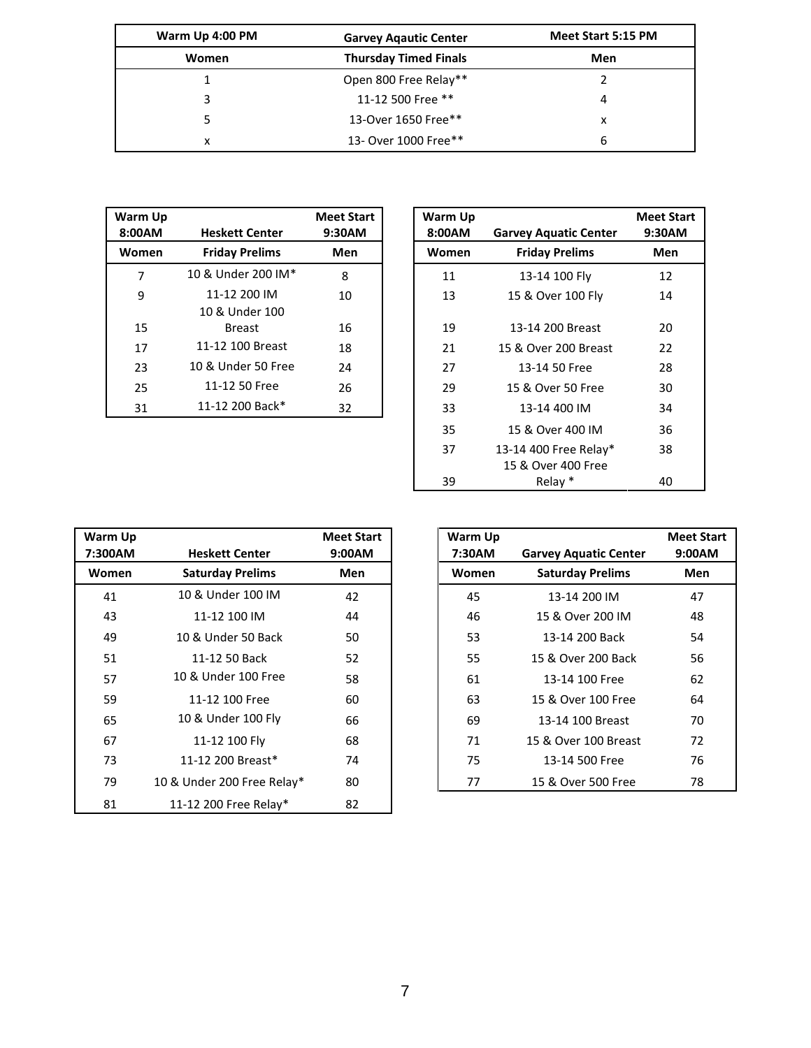| Warm Up 4:00 PM | Garvey Aqautic Center | Meet Start 5:15 PM |
|---|---|---|
| **Women** | **Thursday Timed Finals** | **Men** |
| 1 | Open 800 Free Relay** | 2 |
| 3 | 11-12 500 Free ** | 4 |
| 5 | 13-Over 1650 Free** | x |
| x | 13- Over 1000 Free** | 6 |

| Warm Up 8:00AM | Heskett Center | Meet Start 9:30AM |
|---|---|---|
| **Women** | **Friday Prelims** | **Men** |
| 7 | 10 & Under 200 IM* | 8 |
| 9 | 11-12 200 IM | 10 |
| 15 | 10 & Under 100 Breast | 16 |
| 17 | 11-12 100 Breast | 18 |
| 23 | 10 & Under 50 Free | 24 |
| 25 | 11-12 50 Free | 26 |
| 31 | 11-12 200 Back* | 32 |

| Warm Up 8:00AM | Garvey Aquatic Center | Meet Start 9:30AM |
|---|---|---|
| **Women** | **Friday Prelims** | **Men** |
| 11 | 13-14 100 Fly | 12 |
| 13 | 15 & Over 100 Fly | 14 |
| 19 | 13-14 200 Breast | 20 |
| 21 | 15 & Over 200 Breast | 22 |
| 27 | 13-14 50 Free | 28 |
| 29 | 15 & Over 50 Free | 30 |
| 33 | 13-14 400 IM | 34 |
| 35 | 15 & Over 400 IM | 36 |
| 37 | 13-14 400 Free Relay* | 38 |
| 39 | 15 & Over 400 Free Relay * | 40 |

| Warm Up 7:300AM | Heskett Center | Meet Start 9:00AM |
|---|---|---|
| **Women** | **Saturday Prelims** | **Men** |
| 41 | 10 & Under 100 IM | 42 |
| 43 | 11-12 100 IM | 44 |
| 49 | 10 & Under 50 Back | 50 |
| 51 | 11-12 50 Back | 52 |
| 57 | 10 & Under 100 Free | 58 |
| 59 | 11-12 100 Free | 60 |
| 65 | 10 & Under 100 Fly | 66 |
| 67 | 11-12 100 Fly | 68 |
| 73 | 11-12 200 Breast* | 74 |
| 79 | 10 & Under 200 Free Relay* | 80 |
| 81 | 11-12 200 Free Relay* | 82 |

| Warm Up 7:30AM | Garvey Aquatic Center | Meet Start 9:00AM |
|---|---|---|
| **Women** | **Saturday Prelims** | **Men** |
| 45 | 13-14 200 IM | 47 |
| 46 | 15 & Over 200 IM | 48 |
| 53 | 13-14 200 Back | 54 |
| 55 | 15 & Over 200 Back | 56 |
| 61 | 13-14 100 Free | 62 |
| 63 | 15 & Over 100 Free | 64 |
| 69 | 13-14 100 Breast | 70 |
| 71 | 15 & Over 100 Breast | 72 |
| 75 | 13-14 500 Free | 76 |
| 77 | 15 & Over 500 Free | 78 |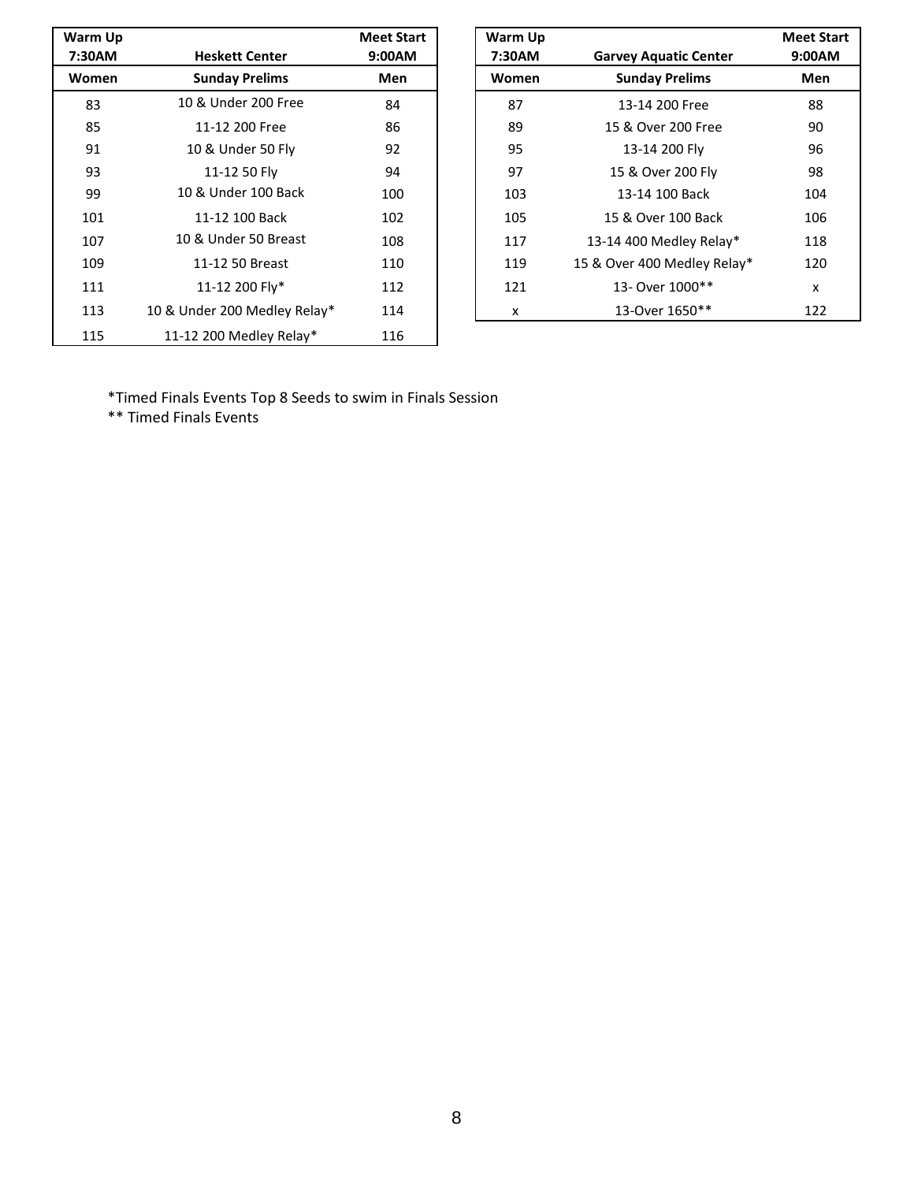| Warm Up 7:30AM | Heskett Center | Meet Start 9:00AM |
|---|---|---|
| **Women** | **Sunday Prelims** | **Men** |
| 83 | 10 & Under 200 Free | 84 |
| 85 | 11-12 200 Free | 86 |
| 91 | 10 & Under 50 Fly | 92 |
| 93 | 11-12 50 Fly | 94 |
| 99 | 10 & Under 100 Back | 100 |
| 101 | 11-12 100 Back | 102 |
| 107 | 10 & Under 50 Breast | 108 |
| 109 | 11-12 50 Breast | 110 |
| 111 | 11-12 200 Fly* | 112 |
| 113 | 10 & Under 200 Medley Relay* | 114 |
| 115 | 11-12 200 Medley Relay* | 116 |

| Warm Up 7:30AM | Garvey Aquatic Center | Meet Start 9:00AM |
|---|---|---|
| **Women** | **Sunday Prelims** | **Men** |
| 87 | 13-14 200 Free | 88 |
| 89 | 15 & Over 200 Free | 90 |
| 95 | 13-14 200 Fly | 96 |
| 97 | 15 & Over 200 Fly | 98 |
| 103 | 13-14 100 Back | 104 |
| 105 | 15 & Over 100 Back | 106 |
| 117 | 13-14 400 Medley Relay* | 118 |
| 119 | 15 & Over 400 Medley Relay* | 120 |
| 121 | 13- Over 1000** | x |
| x | 13-Over 1650** | 122 |

*Timed Finals Events Top 8 Seeds to swim in Finals Session

** Timed Finals Events